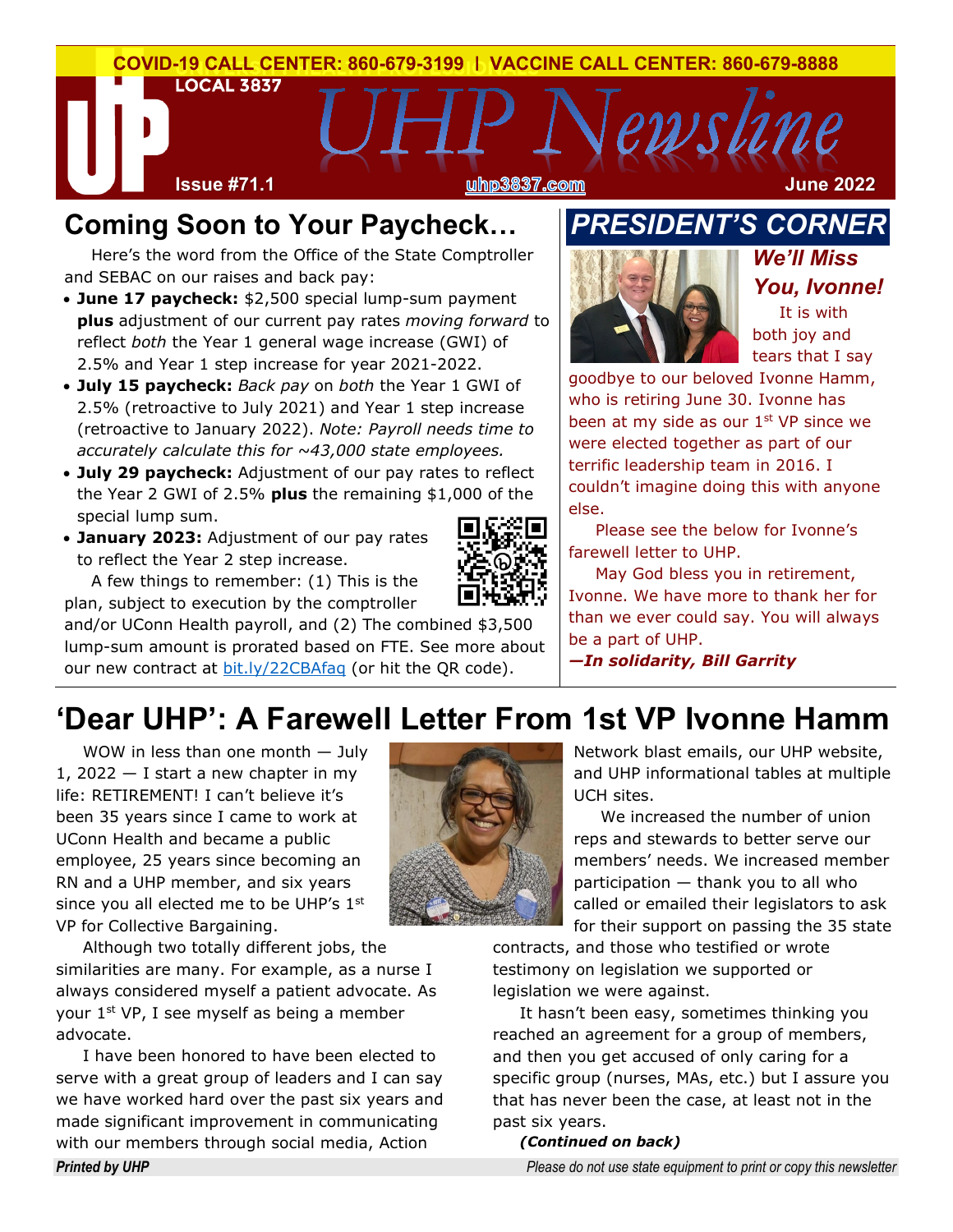COVID-19 CALL CENTER: 860-679-3199 | VACCINE CALL CENTER: 860-679-8888

LOCAL 3837

# UHP Newsline

Issue #71.1 | uhp3837.com | June 2022

## Coming Soon to Your Paycheck…

Here's the word from the Office of the State Comptroller and SEBAC on our raises and back pay:

- **June 17 paycheck:** $2,500 special lump-sum payment **plus** adjustment of our current pay rates *moving forward* to reflect *both* the Year 1 general wage increase (GWI) of 2.5% and Year 1 step increase for year 2021-2022.
- **July 15 paycheck:** *Back pay* on *both* the Year 1 GWI of 2.5% (retroactive to July 2021) and Year 1 step increase (retroactive to January 2022). *Note: Payroll needs time to accurately calculate this for ~43,000 state employees.*
- **July 29 paycheck:** Adjustment of our pay rates to reflect the Year 2 GWI of 2.5% **plus** the remaining $1,000 of the special lump sum.
- **January 2023:** Adjustment of our pay rates to reflect the Year 2 step increase.

A few things to remember: (1) This is the plan, subject to execution by the comptroller and/or UConn Health payroll, and (2) The combined $3,500 lump-sum amount is prorated based on FTE. See more about our new contract at bit.ly/22CBAfaq (or hit the QR code).

## PRESIDENT'S CORNER

### *We'll Miss You, Ivonne!*

It is with both joy and tears that I say goodbye to our beloved Ivonne Hamm, who is retiring June 30. Ivonne has been at my side as our 1st VP since we were elected together as part of our terrific leadership team in 2016. I couldn't imagine doing this with anyone else.

Please see the below for Ivonne's farewell letter to UHP.

May God bless you in retirement, Ivonne. We have more to thank her for than we ever could say. You will always be a part of UHP.

***—In solidarity, Bill Garrity***

## 'Dear UHP': A Farewell Letter From 1st VP Ivonne Hamm

WOW in less than one month — July 1, 2022 — I start a new chapter in my life: RETIREMENT! I can't believe it's been 35 years since I came to work at UConn Health and became a public employee, 25 years since becoming an RN and a UHP member, and six years since you all elected me to be UHP's 1st VP for Collective Bargaining.

Although two totally different jobs, the similarities are many. For example, as a nurse I always considered myself a patient advocate. As your 1st VP, I see myself as being a member advocate.

I have been honored to have been elected to serve with a great group of leaders and I can say we have worked hard over the past six years and made significant improvement in communicating with our members through social media, Action Network blast emails, our UHP website, and UHP informational tables at multiple UCH sites.

We increased the number of union reps and stewards to better serve our members' needs. We increased member participation — thank you to all who called or emailed their legislators to ask for their support on passing the 35 state contracts, and those who testified or wrote testimony on legislation we supported or legislation we were against.

It hasn't been easy, sometimes thinking you reached an agreement for a group of members, and then you get accused of only caring for a specific group (nurses, MAs, etc.) but I assure you that has never been the case, at least not in the past six years.

***(Continued on back)***

*Printed by UHP* | *Please do not use state equipment to print or copy this newsletter*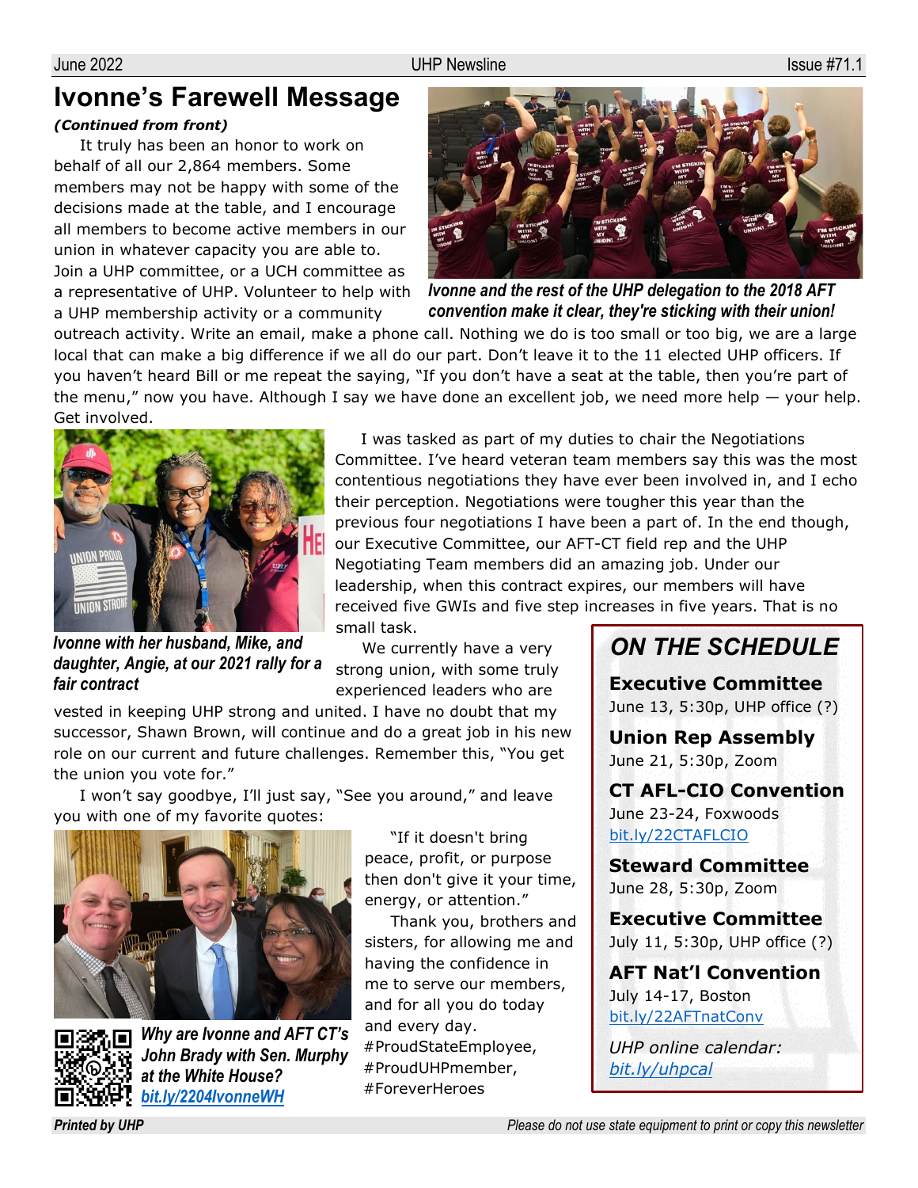# Ivonne's Farewell Message

***(Continued from front)***

It truly has been an honor to work on behalf of all our 2,864 members. Some members may not be happy with some of the decisions made at the table, and I encourage all members to become active members in our union in whatever capacity you are able to. Join a UHP committee, or a UCH committee as a representative of UHP. Volunteer to help with a UHP membership activity or a community outreach activity. Write an email, make a phone call. Nothing we do is too small or too big, we are a large local that can make a big difference if we all do our part. Don't leave it to the 11 elected UHP officers. If you haven't heard Bill or me repeat the saying, "If you don't have a seat at the table, then you're part of the menu," now you have. Although I say we have done an excellent job, we need more help — your help. Get involved.

***Ivonne and the rest of the UHP delegation to the 2018 AFT convention make it clear, they're sticking with their union!***

I was tasked as part of my duties to chair the Negotiations Committee. I've heard veteran team members say this was the most contentious negotiations they have ever been involved in, and I echo their perception. Negotiations were tougher this year than the previous four negotiations I have been a part of. In the end though, our Executive Committee, our AFT-CT field rep and the UHP Negotiating Team members did an amazing job. Under our leadership, when this contract expires, our members will have received five GWIs and five step increases in five years. That is no small task.

***Ivonne with her husband, Mike, and daughter, Angie, at our 2021 rally for a fair contract***

We currently have a very strong union, with some truly experienced leaders who are vested in keeping UHP strong and united. I have no doubt that my successor, Shawn Brown, will continue and do a great job in his new role on our current and future challenges. Remember this, "You get the union you vote for."

I won't say goodbye, I'll just say, "See you around," and leave you with one of my favorite quotes:

"If it doesn't bring peace, profit, or purpose then don't give it your time, energy, or attention."

Thank you, brothers and sisters, for allowing me and having the confidence in me to serve our members, and for all you do today and every day.
#ProudStateEmployee,
#ProudUHPmember,
#ForeverHeroes

***Why are Ivonne and AFT CT's John Brady with Sen. Murphy at the White House? bit.ly/2204IvonneWH***

## ON THE SCHEDULE

**Executive Committee**
June 13, 5:30p, UHP office (?)

**Union Rep Assembly**
June 21, 5:30p, Zoom

**CT AFL-CIO Convention**
June 23-24, Foxwoods
bit.ly/22CTAFLCIO

**Steward Committee**
June 28, 5:30p, Zoom

**Executive Committee**
July 11, 5:30p, UHP office (?)

**AFT Nat'l Convention**
July 14-17, Boston
bit.ly/22AFTnatConv

*UHP online calendar: bit.ly/uhpcal*

***Printed by UHP***

*Please do not use state equipment to print or copy this newsletter*